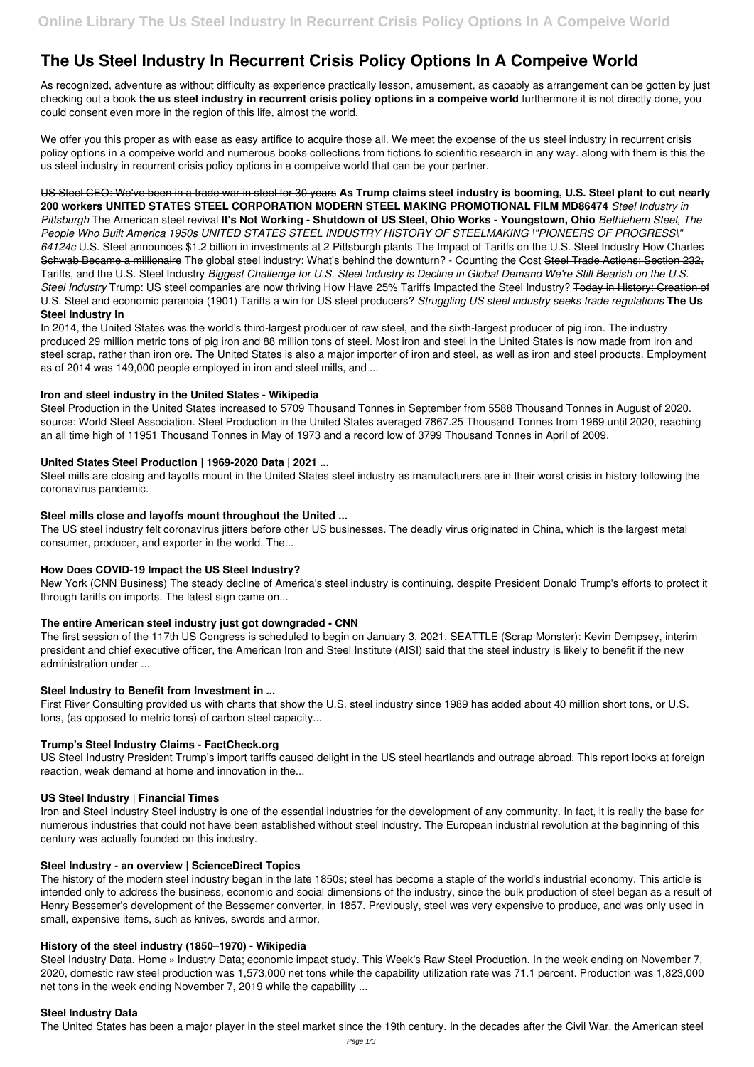# The Us Steel Industry In Recurrent Crisis Policy Options In A Compeive World

As recognized, adventure as without difficulty as experience practically lesson, amusement, as capably as arrangement can be gotten by just checking out a book **the us steel industry in recurrent crisis policy options in a compeive world** furthermore it is not directly done, you could consent even more in the region of this life, almost the world.

We offer you this proper as with ease as easy artifice to acquire those all. We meet the expense of the us steel industry in recurrent crisis policy options in a compeive world and numerous books collections from fictions to scientific research in any way. along with them is this the us steel industry in recurrent crisis policy options in a compeive world that can be your partner.

US Steel CEO: We've been in a trade war in steel for 30 years **As Trump claims steel industry is booming, U.S. Steel plant to cut nearly 200 workers UNITED STATES STEEL CORPORATION MODERN STEEL MAKING PROMOTIONAL FILM MD86474** *Steel Industry in Pittsburgh* The American steel revival **It's Not Working - Shutdown of US Steel, Ohio Works - Youngstown, Ohio** *Bethlehem Steel, The People Who Built America 1950s UNITED STATES STEEL INDUSTRY HISTORY OF STEELMAKING \"PIONEERS OF PROGRESS\" 64124c* U.S. Steel announces $1.2 billion in investments at 2 Pittsburgh plants ~~The Impact of Tariffs on the U.S. Steel Industry~~ ~~How Charles Schwab Became a millionaire~~ The global steel industry: What's behind the downturn? - Counting the Cost ~~Steel Trade Actions: Section 232, Tariffs, and the U.S. Steel Industry~~ *Biggest Challenge for U.S. Steel Industry is Decline in Global Demand We're Still Bearish on the U.S. Steel Industry* Trump: US steel companies are now thriving How Have 25% Tariffs Impacted the Steel Industry? ~~Today in History: Creation of U.S. Steel and economic paranoia (1901)~~ Tariffs a win for US steel producers? *Struggling US steel industry seeks trade regulations* **The Us Steel Industry In**

In 2014, the United States was the world's third-largest producer of raw steel, and the sixth-largest producer of pig iron. The industry produced 29 million metric tons of pig iron and 88 million tons of steel. Most iron and steel in the United States is now made from iron and steel scrap, rather than iron ore. The United States is also a major importer of iron and steel, as well as iron and steel products. Employment as of 2014 was 149,000 people employed in iron and steel mills, and ...

## Iron and steel industry in the United States - Wikipedia

Steel Production in the United States increased to 5709 Thousand Tonnes in September from 5588 Thousand Tonnes in August of 2020. source: World Steel Association. Steel Production in the United States averaged 7867.25 Thousand Tonnes from 1969 until 2020, reaching an all time high of 11951 Thousand Tonnes in May of 1973 and a record low of 3799 Thousand Tonnes in April of 2009.

## United States Steel Production | 1969-2020 Data | 2021 ...

Steel mills are closing and layoffs mount in the United States steel industry as manufacturers are in their worst crisis in history following the coronavirus pandemic.

## Steel mills close and layoffs mount throughout the United ...

The US steel industry felt coronavirus jitters before other US businesses. The deadly virus originated in China, which is the largest metal consumer, producer, and exporter in the world. The...

## How Does COVID-19 Impact the US Steel Industry?

New York (CNN Business) The steady decline of America's steel industry is continuing, despite President Donald Trump's efforts to protect it through tariffs on imports. The latest sign came on...

## The entire American steel industry just got downgraded - CNN

The first session of the 117th US Congress is scheduled to begin on January 3, 2021. SEATTLE (Scrap Monster): Kevin Dempsey, interim president and chief executive officer, the American Iron and Steel Institute (AISI) said that the steel industry is likely to benefit if the new administration under ...

## Steel Industry to Benefit from Investment in ...

First River Consulting provided us with charts that show the U.S. steel industry since 1989 has added about 40 million short tons, or U.S. tons, (as opposed to metric tons) of carbon steel capacity...

## Trump's Steel Industry Claims - FactCheck.org

US Steel Industry President Trump's import tariffs caused delight in the US steel heartlands and outrage abroad. This report looks at foreign reaction, weak demand at home and innovation in the...

## US Steel Industry | Financial Times

Iron and Steel Industry Steel industry is one of the essential industries for the development of any community. In fact, it is really the base for numerous industries that could not have been established without steel industry. The European industrial revolution at the beginning of this century was actually founded on this industry.

## Steel Industry - an overview | ScienceDirect Topics

The history of the modern steel industry began in the late 1850s; steel has become a staple of the world's industrial economy. This article is intended only to address the business, economic and social dimensions of the industry, since the bulk production of steel began as a result of Henry Bessemer's development of the Bessemer converter, in 1857. Previously, steel was very expensive to produce, and was only used in small, expensive items, such as knives, swords and armor.

## History of the steel industry (1850–1970) - Wikipedia

Steel Industry Data. Home » Industry Data; economic impact study. This Week's Raw Steel Production. In the week ending on November 7, 2020, domestic raw steel production was 1,573,000 net tons while the capability utilization rate was 71.1 percent. Production was 1,823,000 net tons in the week ending November 7, 2019 while the capability ...

## Steel Industry Data

The United States has been a major player in the steel market since the 19th century. In the decades after the Civil War, the American steel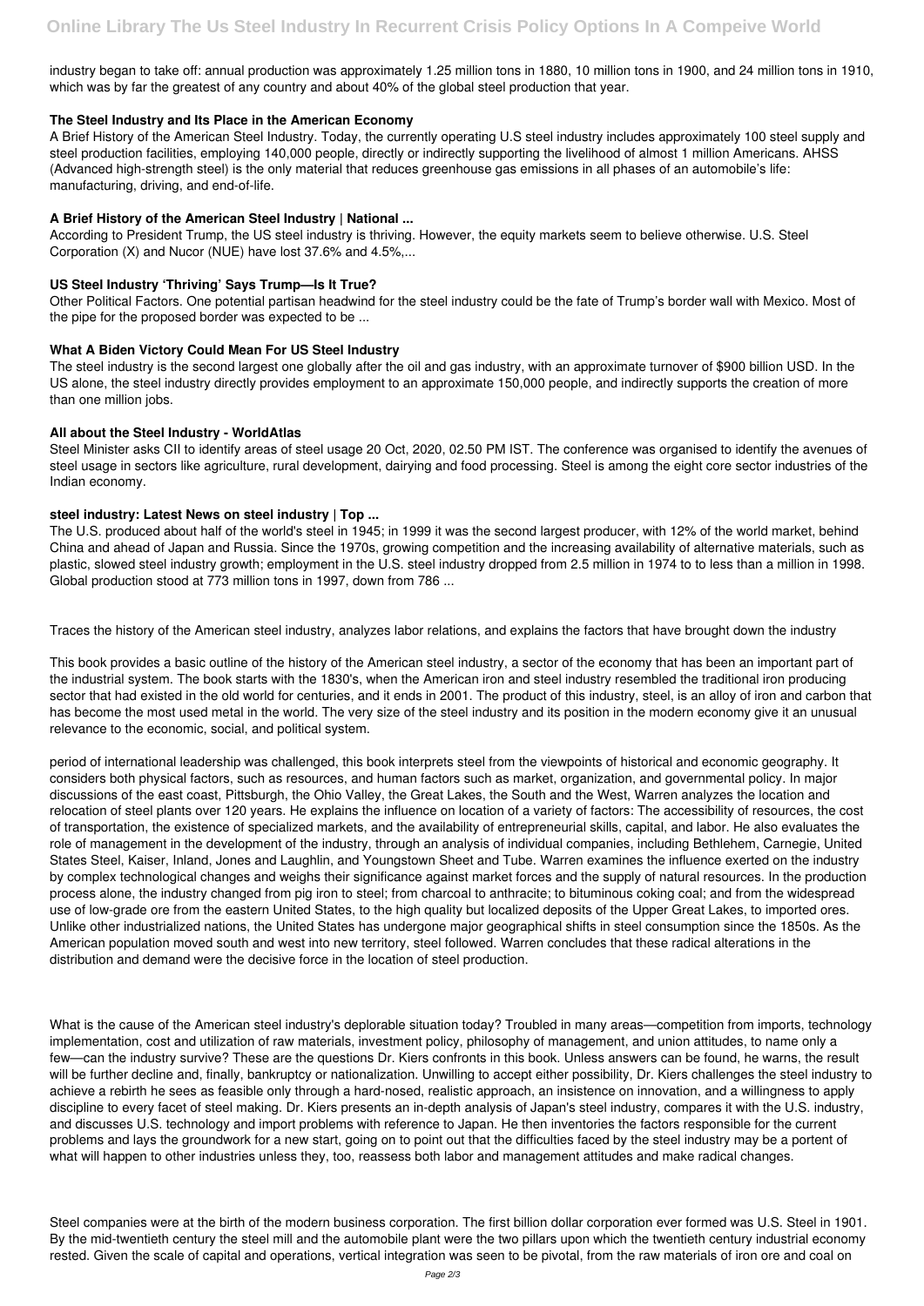industry began to take off: annual production was approximately 1.25 million tons in 1880, 10 million tons in 1900, and 24 million tons in 1910, which was by far the greatest of any country and about 40% of the global steel production that year.

### The Steel Industry and Its Place in the American Economy

A Brief History of the American Steel Industry. Today, the currently operating U.S steel industry includes approximately 100 steel supply and steel production facilities, employing 140,000 people, directly or indirectly supporting the livelihood of almost 1 million Americans. AHSS (Advanced high-strength steel) is the only material that reduces greenhouse gas emissions in all phases of an automobile's life: manufacturing, driving, and end-of-life.

### A Brief History of the American Steel Industry | National ...

According to President Trump, the US steel industry is thriving. However, the equity markets seem to believe otherwise. U.S. Steel Corporation (X) and Nucor (NUE) have lost 37.6% and 4.5%,...

### US Steel Industry 'Thriving' Says Trump—Is It True?

Other Political Factors. One potential partisan headwind for the steel industry could be the fate of Trump's border wall with Mexico. Most of the pipe for the proposed border was expected to be ...

### What A Biden Victory Could Mean For US Steel Industry

The steel industry is the second largest one globally after the oil and gas industry, with an approximate turnover of $900 billion USD. In the US alone, the steel industry directly provides employment to an approximate 150,000 people, and indirectly supports the creation of more than one million jobs.

### All about the Steel Industry - WorldAtlas

Steel Minister asks CII to identify areas of steel usage 20 Oct, 2020, 02.50 PM IST. The conference was organised to identify the avenues of steel usage in sectors like agriculture, rural development, dairying and food processing. Steel is among the eight core sector industries of the Indian economy.

### steel industry: Latest News on steel industry | Top ...

The U.S. produced about half of the world's steel in 1945; in 1999 it was the second largest producer, with 12% of the world market, behind China and ahead of Japan and Russia. Since the 1970s, growing competition and the increasing availability of alternative materials, such as plastic, slowed steel industry growth; employment in the U.S. steel industry dropped from 2.5 million in 1974 to to less than a million in 1998. Global production stood at 773 million tons in 1997, down from 786 ...

Traces the history of the American steel industry, analyzes labor relations, and explains the factors that have brought down the industry

This book provides a basic outline of the history of the American steel industry, a sector of the economy that has been an important part of the industrial system. The book starts with the 1830's, when the American iron and steel industry resembled the traditional iron producing sector that had existed in the old world for centuries, and it ends in 2001. The product of this industry, steel, is an alloy of iron and carbon that has become the most used metal in the world. The very size of the steel industry and its position in the modern economy give it an unusual relevance to the economic, social, and political system.

period of international leadership was challenged, this book interprets steel from the viewpoints of historical and economic geography. It considers both physical factors, such as resources, and human factors such as market, organization, and governmental policy. In major discussions of the east coast, Pittsburgh, the Ohio Valley, the Great Lakes, the South and the West, Warren analyzes the location and relocation of steel plants over 120 years. He explains the influence on location of a variety of factors: The accessibility of resources, the cost of transportation, the existence of specialized markets, and the availability of entrepreneurial skills, capital, and labor. He also evaluates the role of management in the development of the industry, through an analysis of individual companies, including Bethlehem, Carnegie, United States Steel, Kaiser, Inland, Jones and Laughlin, and Youngstown Sheet and Tube. Warren examines the influence exerted on the industry by complex technological changes and weighs their significance against market forces and the supply of natural resources. In the production process alone, the industry changed from pig iron to steel; from charcoal to anthracite; to bituminous coking coal; and from the widespread use of low-grade ore from the eastern United States, to the high quality but localized deposits of the Upper Great Lakes, to imported ores. Unlike other industrialized nations, the United States has undergone major geographical shifts in steel consumption since the 1850s. As the American population moved south and west into new territory, steel followed. Warren concludes that these radical alterations in the distribution and demand were the decisive force in the location of steel production.

What is the cause of the American steel industry's deplorable situation today? Troubled in many areas—competition from imports, technology implementation, cost and utilization of raw materials, investment policy, philosophy of management, and union attitudes, to name only a few—can the industry survive? These are the questions Dr. Kiers confronts in this book. Unless answers can be found, he warns, the result will be further decline and, finally, bankruptcy or nationalization. Unwilling to accept either possibility, Dr. Kiers challenges the steel industry to achieve a rebirth he sees as feasible only through a hard-nosed, realistic approach, an insistence on innovation, and a willingness to apply discipline to every facet of steel making. Dr. Kiers presents an in-depth analysis of Japan's steel industry, compares it with the U.S. industry, and discusses U.S. technology and import problems with reference to Japan. He then inventories the factors responsible for the current problems and lays the groundwork for a new start, going on to point out that the difficulties faced by the steel industry may be a portent of what will happen to other industries unless they, too, reassess both labor and management attitudes and make radical changes.

Steel companies were at the birth of the modern business corporation. The first billion dollar corporation ever formed was U.S. Steel in 1901. By the mid-twentieth century the steel mill and the automobile plant were the two pillars upon which the twentieth century industrial economy rested. Given the scale of capital and operations, vertical integration was seen to be pivotal, from the raw materials of iron ore and coal on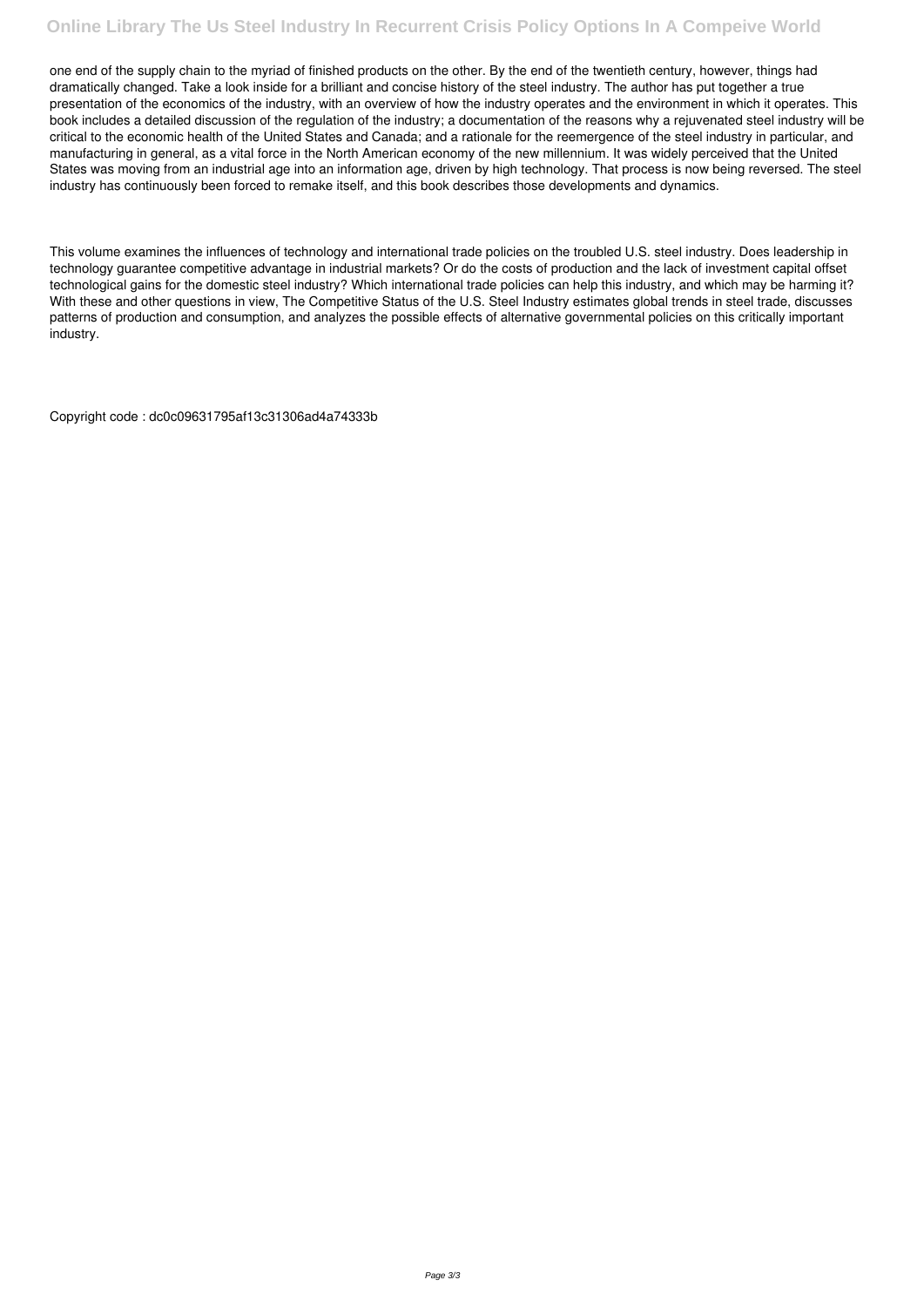one end of the supply chain to the myriad of finished products on the other. By the end of the twentieth century, however, things had dramatically changed. Take a look inside for a brilliant and concise history of the steel industry. The author has put together a true presentation of the economics of the industry, with an overview of how the industry operates and the environment in which it operates. This book includes a detailed discussion of the regulation of the industry; a documentation of the reasons why a rejuvenated steel industry will be critical to the economic health of the United States and Canada; and a rationale for the reemergence of the steel industry in particular, and manufacturing in general, as a vital force in the North American economy of the new millennium. It was widely perceived that the United States was moving from an industrial age into an information age, driven by high technology. That process is now being reversed. The steel industry has continuously been forced to remake itself, and this book describes those developments and dynamics.

This volume examines the influences of technology and international trade policies on the troubled U.S. steel industry. Does leadership in technology guarantee competitive advantage in industrial markets? Or do the costs of production and the lack of investment capital offset technological gains for the domestic steel industry? Which international trade policies can help this industry, and which may be harming it? With these and other questions in view, The Competitive Status of the U.S. Steel Industry estimates global trends in steel trade, discusses patterns of production and consumption, and analyzes the possible effects of alternative governmental policies on this critically important industry.

Copyright code : dc0c09631795af13c31306ad4a74333b